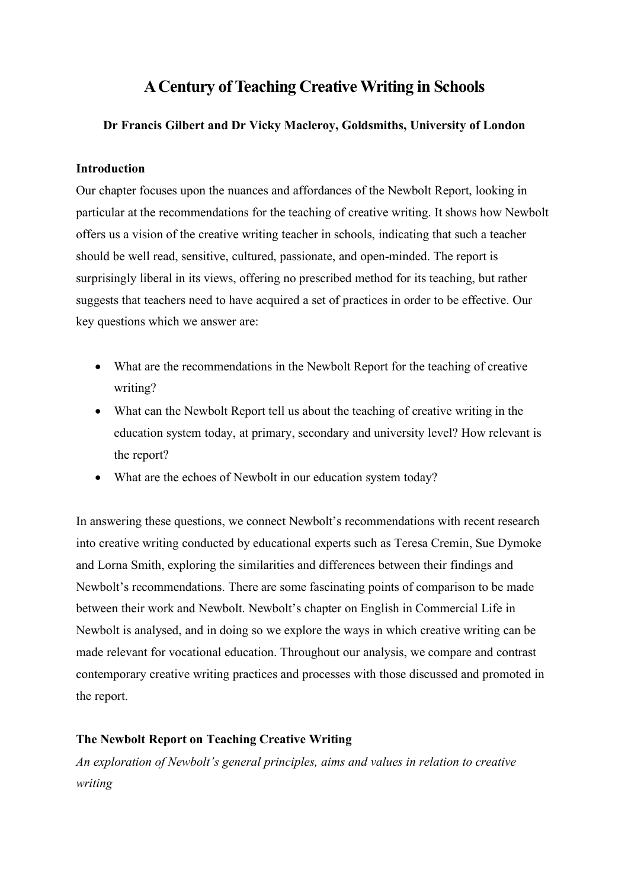# A Century of Teaching Creative Writing in Schools

**Dr Francis Gilbert and Dr Vicky Macleroy, Goldsmiths, University of London**

## Introduction

Our chapter focuses upon the nuances and affordances of the Newbolt Report, looking in particular at the recommendations for the teaching of creative writing. It shows how Newbolt offers us a vision of the creative writing teacher in schools, indicating that such a teacher should be well read, sensitive, cultured, passionate, and open-minded. The report is surprisingly liberal in its views, offering no prescribed method for its teaching, but rather suggests that teachers need to have acquired a set of practices in order to be effective. Our key questions which we answer are:

- What are the recommendations in the Newbolt Report for the teaching of creative writing?
- What can the Newbolt Report tell us about the teaching of creative writing in the education system today, at primary, secondary and university level? How relevant is the report?
- What are the echoes of Newbolt in our education system today?

In answering these questions, we connect Newbolt's recommendations with recent research into creative writing conducted by educational experts such as Teresa Cremin, Sue Dymoke and Lorna Smith, exploring the similarities and differences between their findings and Newbolt's recommendations. There are some fascinating points of comparison to be made between their work and Newbolt. Newbolt's chapter on English in Commercial Life in Newbolt is analysed, and in doing so we explore the ways in which creative writing can be made relevant for vocational education. Throughout our analysis, we compare and contrast contemporary creative writing practices and processes with those discussed and promoted in the report.

## The Newbolt Report on Teaching Creative Writing

*An exploration of Newbolt's general principles, aims and values in relation to creative writing*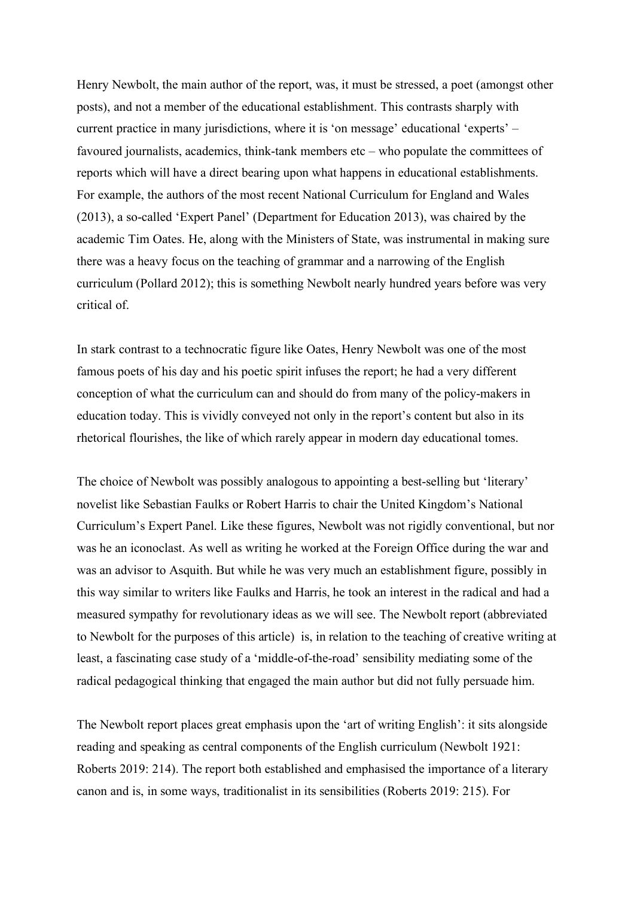Henry Newbolt, the main author of the report, was, it must be stressed, a poet (amongst other posts), and not a member of the educational establishment. This contrasts sharply with current practice in many jurisdictions, where it is 'on message' educational 'experts' – favoured journalists, academics, think-tank members etc – who populate the committees of reports which will have a direct bearing upon what happens in educational establishments. For example, the authors of the most recent National Curriculum for England and Wales (2013), a so-called 'Expert Panel' (Department for Education 2013), was chaired by the academic Tim Oates. He, along with the Ministers of State, was instrumental in making sure there was a heavy focus on the teaching of grammar and a narrowing of the English curriculum (Pollard 2012); this is something Newbolt nearly hundred years before was very critical of.

In stark contrast to a technocratic figure like Oates, Henry Newbolt was one of the most famous poets of his day and his poetic spirit infuses the report; he had a very different conception of what the curriculum can and should do from many of the policy-makers in education today. This is vividly conveyed not only in the report's content but also in its rhetorical flourishes, the like of which rarely appear in modern day educational tomes.

The choice of Newbolt was possibly analogous to appointing a best-selling but 'literary' novelist like Sebastian Faulks or Robert Harris to chair the United Kingdom's National Curriculum's Expert Panel. Like these figures, Newbolt was not rigidly conventional, but nor was he an iconoclast. As well as writing he worked at the Foreign Office during the war and was an advisor to Asquith. But while he was very much an establishment figure, possibly in this way similar to writers like Faulks and Harris, he took an interest in the radical and had a measured sympathy for revolutionary ideas as we will see. The Newbolt report (abbreviated to Newbolt for the purposes of this article) is, in relation to the teaching of creative writing at least, a fascinating case study of a 'middle-of-the-road' sensibility mediating some of the radical pedagogical thinking that engaged the main author but did not fully persuade him.

The Newbolt report places great emphasis upon the 'art of writing English': it sits alongside reading and speaking as central components of the English curriculum (Newbolt 1921: Roberts 2019: 214). The report both established and emphasised the importance of a literary canon and is, in some ways, traditionalist in its sensibilities (Roberts 2019: 215). For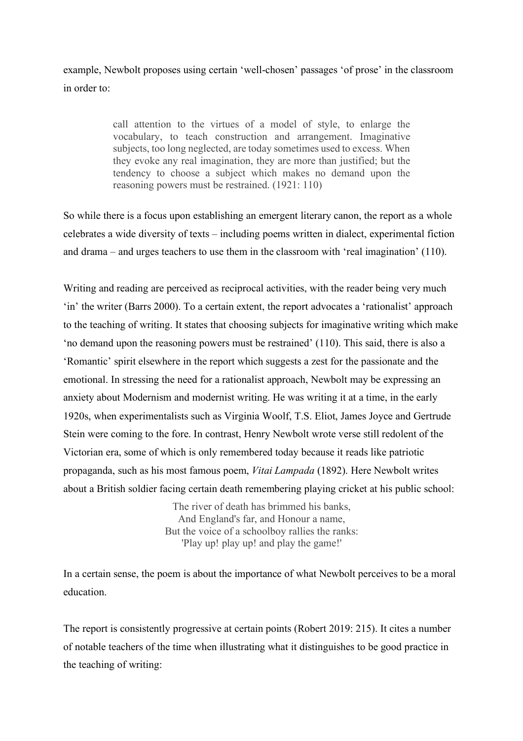example, Newbolt proposes using certain 'well-chosen' passages 'of prose' in the classroom in order to:

> call attention to the virtues of a model of style, to enlarge the vocabulary, to teach construction and arrangement. Imaginative subjects, too long neglected, are today sometimes used to excess. When they evoke any real imagination, they are more than justified; but the tendency to choose a subject which makes no demand upon the reasoning powers must be restrained. (1921: 110)

So while there is a focus upon establishing an emergent literary canon, the report as a whole celebrates a wide diversity of texts – including poems written in dialect, experimental fiction and drama – and urges teachers to use them in the classroom with 'real imagination' (110).

Writing and reading are perceived as reciprocal activities, with the reader being very much 'in' the writer (Barrs 2000). To a certain extent, the report advocates a 'rationalist' approach to the teaching of writing. It states that choosing subjects for imaginative writing which make 'no demand upon the reasoning powers must be restrained' (110). This said, there is also a 'Romantic' spirit elsewhere in the report which suggests a zest for the passionate and the emotional. In stressing the need for a rationalist approach, Newbolt may be expressing an anxiety about Modernism and modernist writing. He was writing it at a time, in the early 1920s, when experimentalists such as Virginia Woolf, T.S. Eliot, James Joyce and Gertrude Stein were coming to the fore. In contrast, Henry Newbolt wrote verse still redolent of the Victorian era, some of which is only remembered today because it reads like patriotic propaganda, such as his most famous poem, *Vitai Lampada* (1892). Here Newbolt writes about a British soldier facing certain death remembering playing cricket at his public school:

> The river of death has brimmed his banks,
> And England's far, and Honour a name,
> But the voice of a schoolboy rallies the ranks:
> 'Play up! play up! and play the game!'

In a certain sense, the poem is about the importance of what Newbolt perceives to be a moral education.

The report is consistently progressive at certain points (Robert 2019: 215). It cites a number of notable teachers of the time when illustrating what it distinguishes to be good practice in the teaching of writing: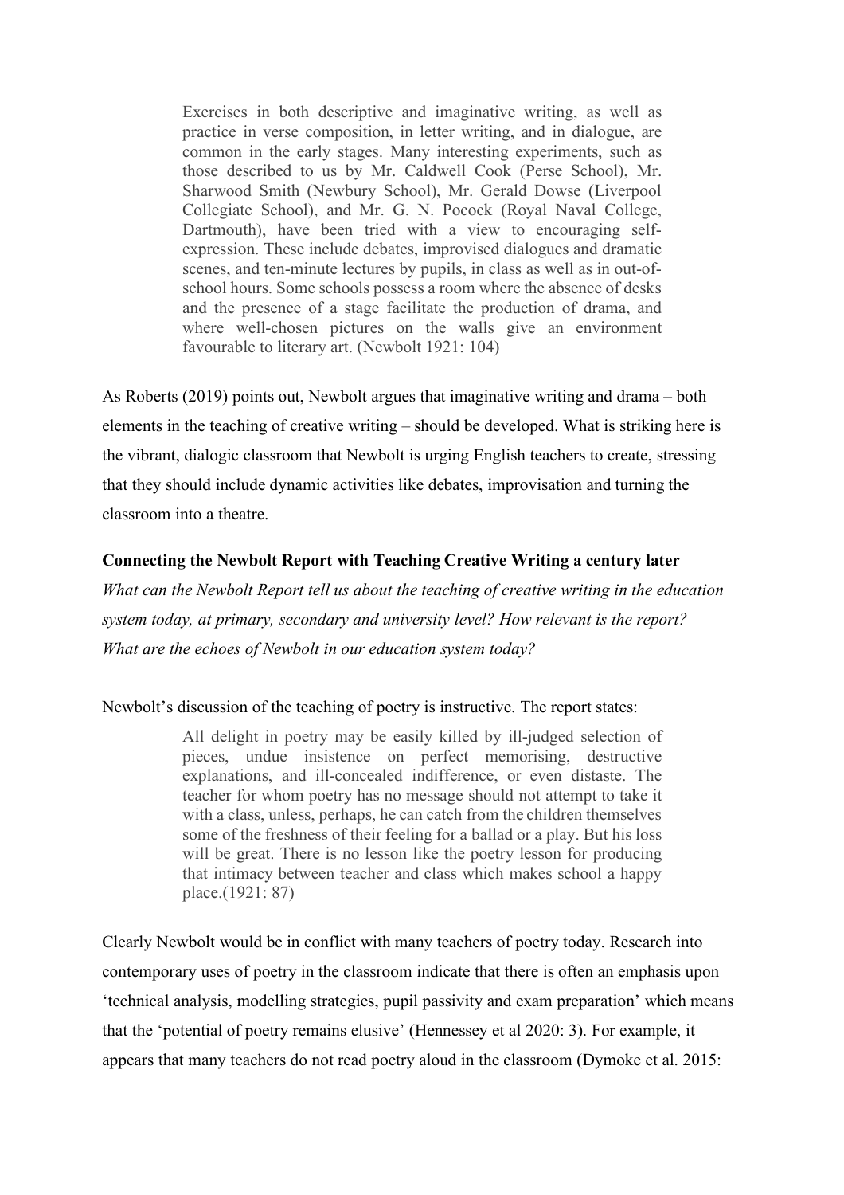> Exercises in both descriptive and imaginative writing, as well as practice in verse composition, in letter writing, and in dialogue, are common in the early stages. Many interesting experiments, such as those described to us by Mr. Caldwell Cook (Perse School), Mr. Sharwood Smith (Newbury School), Mr. Gerald Dowse (Liverpool Collegiate School), and Mr. G. N. Pocock (Royal Naval College, Dartmouth), have been tried with a view to encouraging self-expression. These include debates, improvised dialogues and dramatic scenes, and ten-minute lectures by pupils, in class as well as in out-of-school hours. Some schools possess a room where the absence of desks and the presence of a stage facilitate the production of drama, and where well-chosen pictures on the walls give an environment favourable to literary art. (Newbolt 1921: 104)

As Roberts (2019) points out, Newbolt argues that imaginative writing and drama – both elements in the teaching of creative writing – should be developed. What is striking here is the vibrant, dialogic classroom that Newbolt is urging English teachers to create, stressing that they should include dynamic activities like debates, improvisation and turning the classroom into a theatre.

**Connecting the Newbolt Report with Teaching Creative Writing a century later**

*What can the Newbolt Report tell us about the teaching of creative writing in the education system today, at primary, secondary and university level? How relevant is the report? What are the echoes of Newbolt in our education system today?*

Newbolt's discussion of the teaching of poetry is instructive. The report states:

> All delight in poetry may be easily killed by ill-judged selection of pieces, undue insistence on perfect memorising, destructive explanations, and ill-concealed indifference, or even distaste. The teacher for whom poetry has no message should not attempt to take it with a class, unless, perhaps, he can catch from the children themselves some of the freshness of their feeling for a ballad or a play. But his loss will be great. There is no lesson like the poetry lesson for producing that intimacy between teacher and class which makes school a happy place.(1921: 87)

Clearly Newbolt would be in conflict with many teachers of poetry today. Research into contemporary uses of poetry in the classroom indicate that there is often an emphasis upon 'technical analysis, modelling strategies, pupil passivity and exam preparation' which means that the 'potential of poetry remains elusive' (Hennessey et al 2020: 3). For example, it appears that many teachers do not read poetry aloud in the classroom (Dymoke et al. 2015: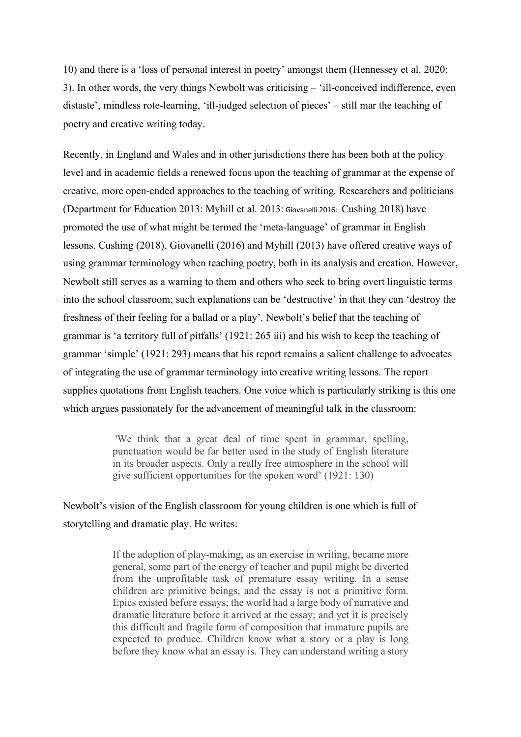10) and there is a 'loss of personal interest in poetry' amongst them (Hennessey et al. 2020: 3). In other words, the very things Newbolt was criticising – 'ill-conceived indifference, even distaste', mindless rote-learning, 'ill-judged selection of pieces' – still mar the teaching of poetry and creative writing today.

Recently, in England and Wales and in other jurisdictions there has been both at the policy level and in academic fields a renewed focus upon the teaching of grammar at the expense of creative, more open-ended approaches to the teaching of writing. Researchers and politicians (Department for Education 2013: Myhill et al. 2013: Giovanelli 2016: Cushing 2018) have promoted the use of what might be termed the 'meta-language' of grammar in English lessons. Cushing (2018), Giovanelli (2016) and Myhill (2013) have offered creative ways of using grammar terminology when teaching poetry, both in its analysis and creation. However, Newbolt still serves as a warning to them and others who seek to bring overt linguistic terms into the school classroom; such explanations can be 'destructive' in that they can 'destroy the freshness of their feeling for a ballad or a play'. Newbolt's belief that the teaching of grammar is 'a territory full of pitfalls' (1921: 265 iii) and his wish to keep the teaching of grammar 'simple' (1921: 293) means that his report remains a salient challenge to advocates of integrating the use of grammar terminology into creative writing lessons. The report supplies quotations from English teachers. One voice which is particularly striking is this one which argues passionately for the advancement of meaningful talk in the classroom:

> 'We think that a great deal of time spent in grammar, spelling, punctuation would be far better used in the study of English literature in its broader aspects. Only a really free atmosphere in the school will give sufficient opportunities for the spoken word' (1921: 130)

Newbolt's vision of the English classroom for young children is one which is full of storytelling and dramatic play. He writes:

> If the adoption of play-making, as an exercise in writing, became more general, some part of the energy of teacher and pupil might be diverted from the unprofitable task of premature essay writing. In a sense children are primitive beings, and the essay is not a primitive form. Epics existed before essays; the world had a large body of narrative and dramatic literature before it arrived at the essay; and yet it is precisely this difficult and fragile form of composition that immature pupils are expected to produce. Children know what a story or a play is long before they know what an essay is. They can understand writing a story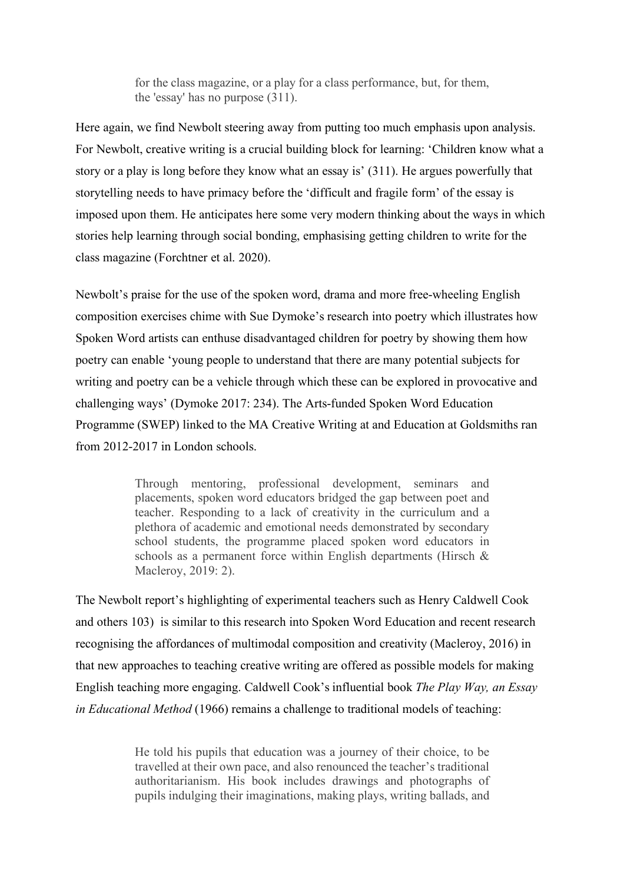> for the class magazine, or a play for a class performance, but, for them, the 'essay' has no purpose (311).

Here again, we find Newbolt steering away from putting too much emphasis upon analysis. For Newbolt, creative writing is a crucial building block for learning: 'Children know what a story or a play is long before they know what an essay is' (311). He argues powerfully that storytelling needs to have primacy before the 'difficult and fragile form' of the essay is imposed upon them. He anticipates here some very modern thinking about the ways in which stories help learning through social bonding, emphasising getting children to write for the class magazine (Forchtner et al. 2020).

Newbolt's praise for the use of the spoken word, drama and more free-wheeling English composition exercises chime with Sue Dymoke's research into poetry which illustrates how Spoken Word artists can enthuse disadvantaged children for poetry by showing them how poetry can enable 'young people to understand that there are many potential subjects for writing and poetry can be a vehicle through which these can be explored in provocative and challenging ways' (Dymoke 2017: 234). The Arts-funded Spoken Word Education Programme (SWEP) linked to the MA Creative Writing at and Education at Goldsmiths ran from 2012-2017 in London schools.

> Through mentoring, professional development, seminars and placements, spoken word educators bridged the gap between poet and teacher. Responding to a lack of creativity in the curriculum and a plethora of academic and emotional needs demonstrated by secondary school students, the programme placed spoken word educators in schools as a permanent force within English departments (Hirsch & Macleroy, 2019: 2).

The Newbolt report's highlighting of experimental teachers such as Henry Caldwell Cook and others 103) is similar to this research into Spoken Word Education and recent research recognising the affordances of multimodal composition and creativity (Macleroy, 2016) in that new approaches to teaching creative writing are offered as possible models for making English teaching more engaging. Caldwell Cook's influential book *The Play Way, an Essay in Educational Method* (1966) remains a challenge to traditional models of teaching:

> He told his pupils that education was a journey of their choice, to be travelled at their own pace, and also renounced the teacher's traditional authoritarianism. His book includes drawings and photographs of pupils indulging their imaginations, making plays, writing ballads, and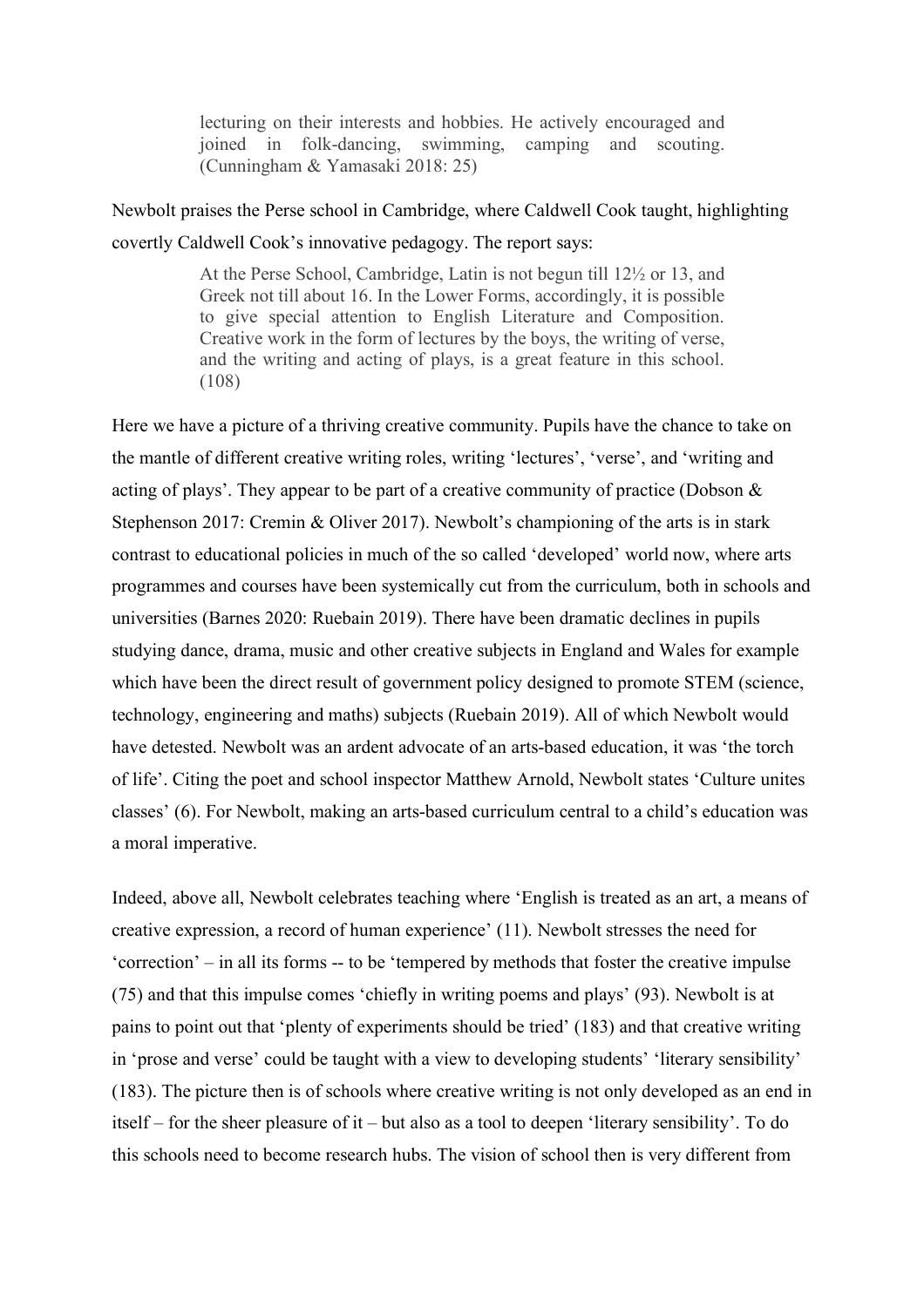> lecturing on their interests and hobbies. He actively encouraged and joined in folk-dancing, swimming, camping and scouting. (Cunningham & Yamasaki 2018: 25)

Newbolt praises the Perse school in Cambridge, where Caldwell Cook taught, highlighting covertly Caldwell Cook's innovative pedagogy. The report says:

> At the Perse School, Cambridge, Latin is not begun till 12½ or 13, and Greek not till about 16. In the Lower Forms, accordingly, it is possible to give special attention to English Literature and Composition. Creative work in the form of lectures by the boys, the writing of verse, and the writing and acting of plays, is a great feature in this school. (108)

Here we have a picture of a thriving creative community. Pupils have the chance to take on the mantle of different creative writing roles, writing 'lectures', 'verse', and 'writing and acting of plays'. They appear to be part of a creative community of practice (Dobson & Stephenson 2017: Cremin & Oliver 2017). Newbolt's championing of the arts is in stark contrast to educational policies in much of the so called 'developed' world now, where arts programmes and courses have been systemically cut from the curriculum, both in schools and universities (Barnes 2020: Ruebain 2019). There have been dramatic declines in pupils studying dance, drama, music and other creative subjects in England and Wales for example which have been the direct result of government policy designed to promote STEM (science, technology, engineering and maths) subjects (Ruebain 2019). All of which Newbolt would have detested. Newbolt was an ardent advocate of an arts-based education, it was 'the torch of life'. Citing the poet and school inspector Matthew Arnold, Newbolt states 'Culture unites classes' (6). For Newbolt, making an arts-based curriculum central to a child's education was a moral imperative.

Indeed, above all, Newbolt celebrates teaching where 'English is treated as an art, a means of creative expression, a record of human experience' (11). Newbolt stresses the need for 'correction' – in all its forms -- to be 'tempered by methods that foster the creative impulse (75) and that this impulse comes 'chiefly in writing poems and plays' (93). Newbolt is at pains to point out that 'plenty of experiments should be tried' (183) and that creative writing in 'prose and verse' could be taught with a view to developing students' 'literary sensibility' (183). The picture then is of schools where creative writing is not only developed as an end in itself – for the sheer pleasure of it – but also as a tool to deepen 'literary sensibility'. To do this schools need to become research hubs. The vision of school then is very different from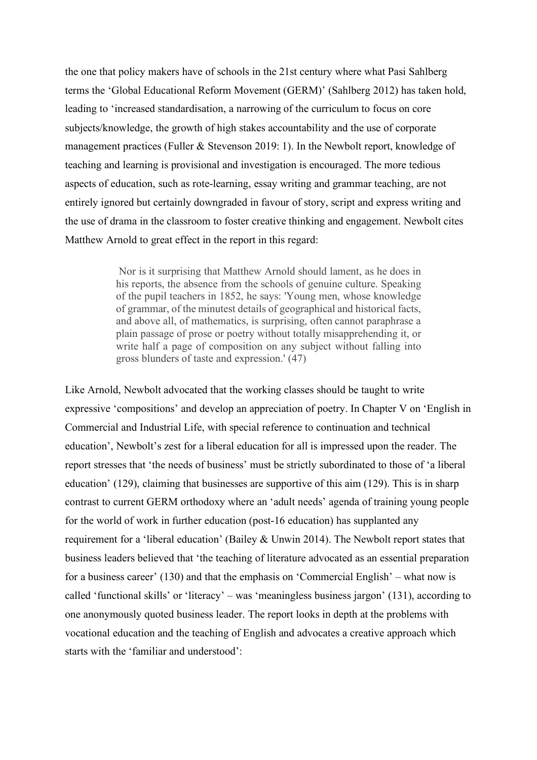the one that policy makers have of schools in the 21st century where what Pasi Sahlberg terms the 'Global Educational Reform Movement (GERM)' (Sahlberg 2012) has taken hold, leading to 'increased standardisation, a narrowing of the curriculum to focus on core subjects/knowledge, the growth of high stakes accountability and the use of corporate management practices (Fuller & Stevenson 2019: 1). In the Newbolt report, knowledge of teaching and learning is provisional and investigation is encouraged. The more tedious aspects of education, such as rote-learning, essay writing and grammar teaching, are not entirely ignored but certainly downgraded in favour of story, script and express writing and the use of drama in the classroom to foster creative thinking and engagement. Newbolt cites Matthew Arnold to great effect in the report in this regard:

> Nor is it surprising that Matthew Arnold should lament, as he does in his reports, the absence from the schools of genuine culture. Speaking of the pupil teachers in 1852, he says: 'Young men, whose knowledge of grammar, of the minutest details of geographical and historical facts, and above all, of mathematics, is surprising, often cannot paraphrase a plain passage of prose or poetry without totally misapprehending it, or write half a page of composition on any subject without falling into gross blunders of taste and expression.' (47)

Like Arnold, Newbolt advocated that the working classes should be taught to write expressive 'compositions' and develop an appreciation of poetry. In Chapter V on 'English in Commercial and Industrial Life, with special reference to continuation and technical education', Newbolt's zest for a liberal education for all is impressed upon the reader. The report stresses that 'the needs of business' must be strictly subordinated to those of 'a liberal education' (129), claiming that businesses are supportive of this aim (129). This is in sharp contrast to current GERM orthodoxy where an 'adult needs' agenda of training young people for the world of work in further education (post-16 education) has supplanted any requirement for a 'liberal education' (Bailey & Unwin 2014). The Newbolt report states that business leaders believed that 'the teaching of literature advocated as an essential preparation for a business career' (130) and that the emphasis on 'Commercial English' – what now is called 'functional skills' or 'literacy' – was 'meaningless business jargon' (131), according to one anonymously quoted business leader. The report looks in depth at the problems with vocational education and the teaching of English and advocates a creative approach which starts with the 'familiar and understood':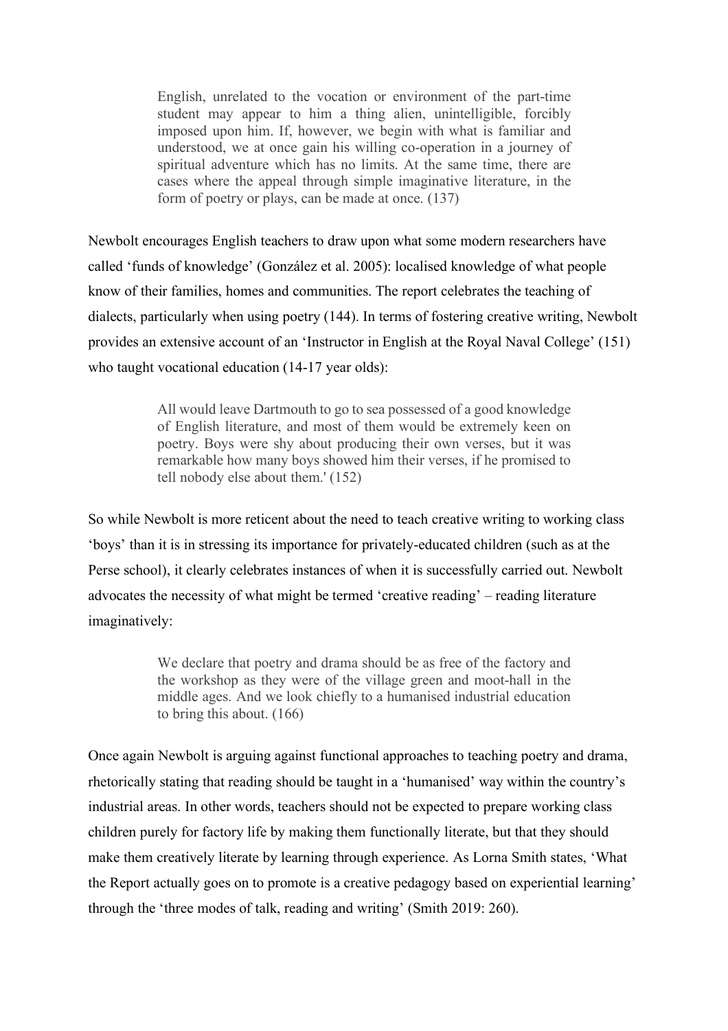> English, unrelated to the vocation or environment of the part-time student may appear to him a thing alien, unintelligible, forcibly imposed upon him. If, however, we begin with what is familiar and understood, we at once gain his willing co-operation in a journey of spiritual adventure which has no limits. At the same time, there are cases where the appeal through simple imaginative literature, in the form of poetry or plays, can be made at once. (137)

Newbolt encourages English teachers to draw upon what some modern researchers have called 'funds of knowledge' (González et al. 2005): localised knowledge of what people know of their families, homes and communities. The report celebrates the teaching of dialects, particularly when using poetry (144). In terms of fostering creative writing, Newbolt provides an extensive account of an 'Instructor in English at the Royal Naval College' (151) who taught vocational education (14-17 year olds):

> All would leave Dartmouth to go to sea possessed of a good knowledge of English literature, and most of them would be extremely keen on poetry. Boys were shy about producing their own verses, but it was remarkable how many boys showed him their verses, if he promised to tell nobody else about them.' (152)

So while Newbolt is more reticent about the need to teach creative writing to working class 'boys' than it is in stressing its importance for privately-educated children (such as at the Perse school), it clearly celebrates instances of when it is successfully carried out. Newbolt advocates the necessity of what might be termed 'creative reading' – reading literature imaginatively:

> We declare that poetry and drama should be as free of the factory and the workshop as they were of the village green and moot-hall in the middle ages. And we look chiefly to a humanised industrial education to bring this about. (166)

Once again Newbolt is arguing against functional approaches to teaching poetry and drama, rhetorically stating that reading should be taught in a 'humanised' way within the country's industrial areas. In other words, teachers should not be expected to prepare working class children purely for factory life by making them functionally literate, but that they should make them creatively literate by learning through experience. As Lorna Smith states, 'What the Report actually goes on to promote is a creative pedagogy based on experiential learning' through the 'three modes of talk, reading and writing' (Smith 2019: 260).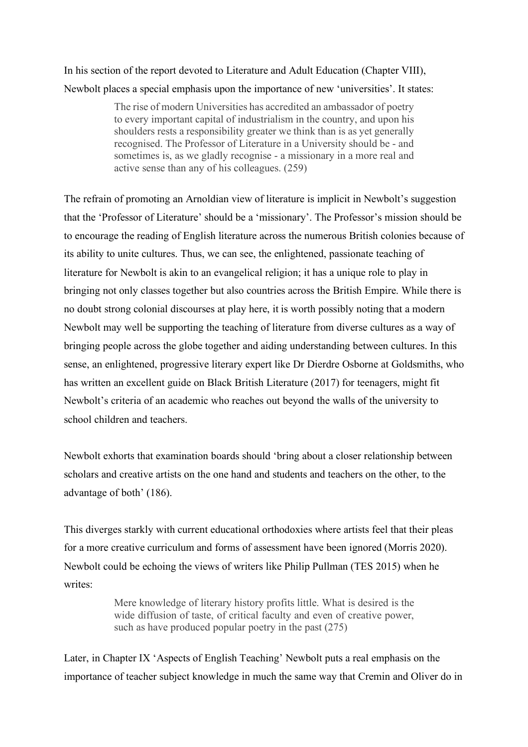In his section of the report devoted to Literature and Adult Education (Chapter VIII), Newbolt places a special emphasis upon the importance of new 'universities'. It states:

> The rise of modern Universities has accredited an ambassador of poetry to every important capital of industrialism in the country, and upon his shoulders rests a responsibility greater we think than is as yet generally recognised. The Professor of Literature in a University should be - and sometimes is, as we gladly recognise - a missionary in a more real and active sense than any of his colleagues. (259)

The refrain of promoting an Arnoldian view of literature is implicit in Newbolt's suggestion that the 'Professor of Literature' should be a 'missionary'. The Professor's mission should be to encourage the reading of English literature across the numerous British colonies because of its ability to unite cultures. Thus, we can see, the enlightened, passionate teaching of literature for Newbolt is akin to an evangelical religion; it has a unique role to play in bringing not only classes together but also countries across the British Empire. While there is no doubt strong colonial discourses at play here, it is worth possibly noting that a modern Newbolt may well be supporting the teaching of literature from diverse cultures as a way of bringing people across the globe together and aiding understanding between cultures. In this sense, an enlightened, progressive literary expert like Dr Dierdre Osborne at Goldsmiths, who has written an excellent guide on Black British Literature (2017) for teenagers, might fit Newbolt's criteria of an academic who reaches out beyond the walls of the university to school children and teachers.

Newbolt exhorts that examination boards should 'bring about a closer relationship between scholars and creative artists on the one hand and students and teachers on the other, to the advantage of both' (186).

This diverges starkly with current educational orthodoxies where artists feel that their pleas for a more creative curriculum and forms of assessment have been ignored (Morris 2020). Newbolt could be echoing the views of writers like Philip Pullman (TES 2015) when he writes:

> Mere knowledge of literary history profits little. What is desired is the wide diffusion of taste, of critical faculty and even of creative power, such as have produced popular poetry in the past (275)

Later, in Chapter IX 'Aspects of English Teaching' Newbolt puts a real emphasis on the importance of teacher subject knowledge in much the same way that Cremin and Oliver do in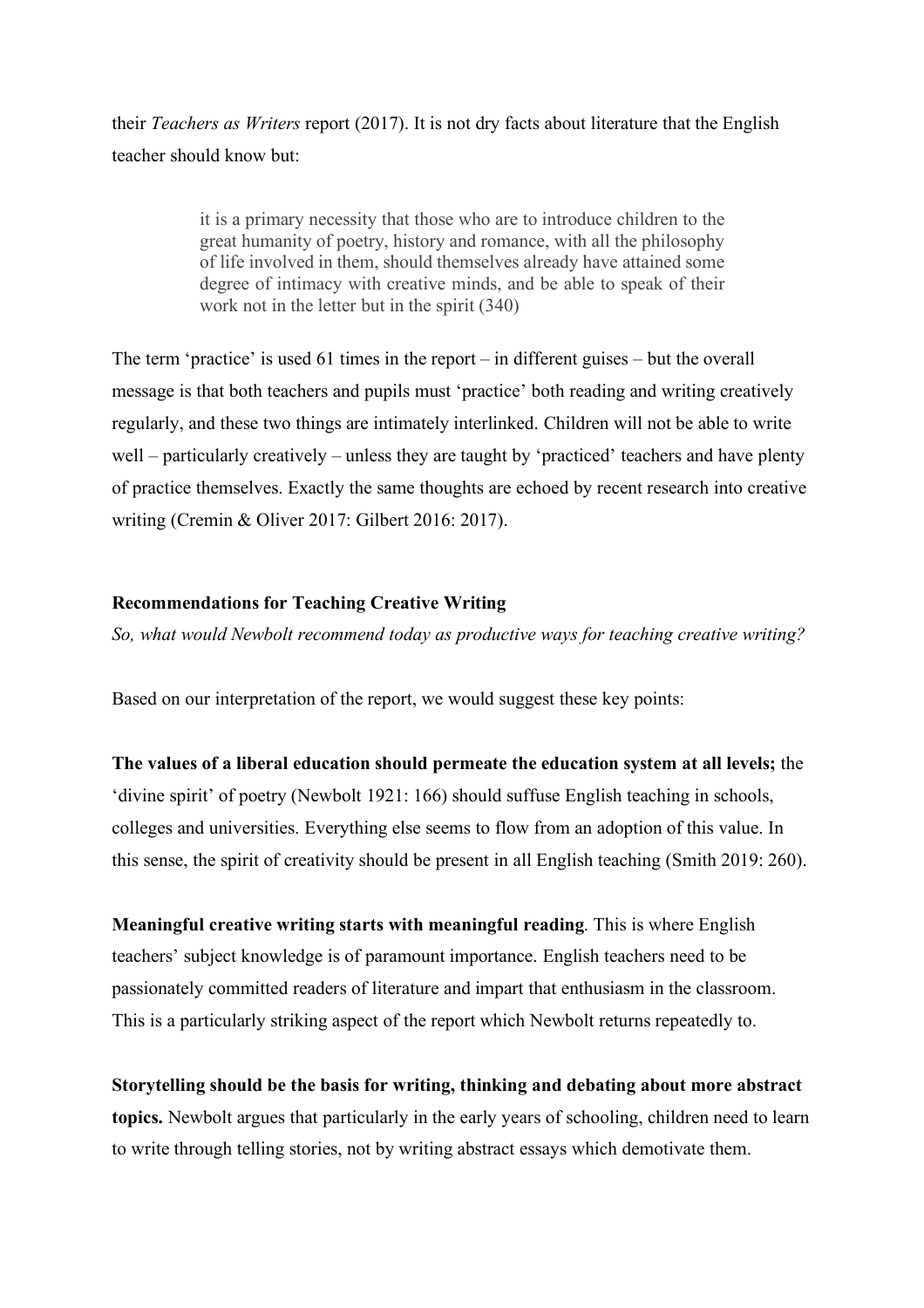their *Teachers as Writers* report (2017). It is not dry facts about literature that the English teacher should know but:

> it is a primary necessity that those who are to introduce children to the great humanity of poetry, history and romance, with all the philosophy of life involved in them, should themselves already have attained some degree of intimacy with creative minds, and be able to speak of their work not in the letter but in the spirit (340)

The term 'practice' is used 61 times in the report – in different guises – but the overall message is that both teachers and pupils must 'practice' both reading and writing creatively regularly, and these two things are intimately interlinked. Children will not be able to write well – particularly creatively – unless they are taught by 'practiced' teachers and have plenty of practice themselves. Exactly the same thoughts are echoed by recent research into creative writing (Cremin & Oliver 2017: Gilbert 2016: 2017).

## Recommendations for Teaching Creative Writing

*So, what would Newbolt recommend today as productive ways for teaching creative writing?*

Based on our interpretation of the report, we would suggest these key points:

**The values of a liberal education should permeate the education system at all levels;** the 'divine spirit' of poetry (Newbolt 1921: 166) should suffuse English teaching in schools, colleges and universities. Everything else seems to flow from an adoption of this value. In this sense, the spirit of creativity should be present in all English teaching (Smith 2019: 260).

**Meaningful creative writing starts with meaningful reading**. This is where English teachers' subject knowledge is of paramount importance. English teachers need to be passionately committed readers of literature and impart that enthusiasm in the classroom. This is a particularly striking aspect of the report which Newbolt returns repeatedly to.

**Storytelling should be the basis for writing, thinking and debating about more abstract topics.** Newbolt argues that particularly in the early years of schooling, children need to learn to write through telling stories, not by writing abstract essays which demotivate them.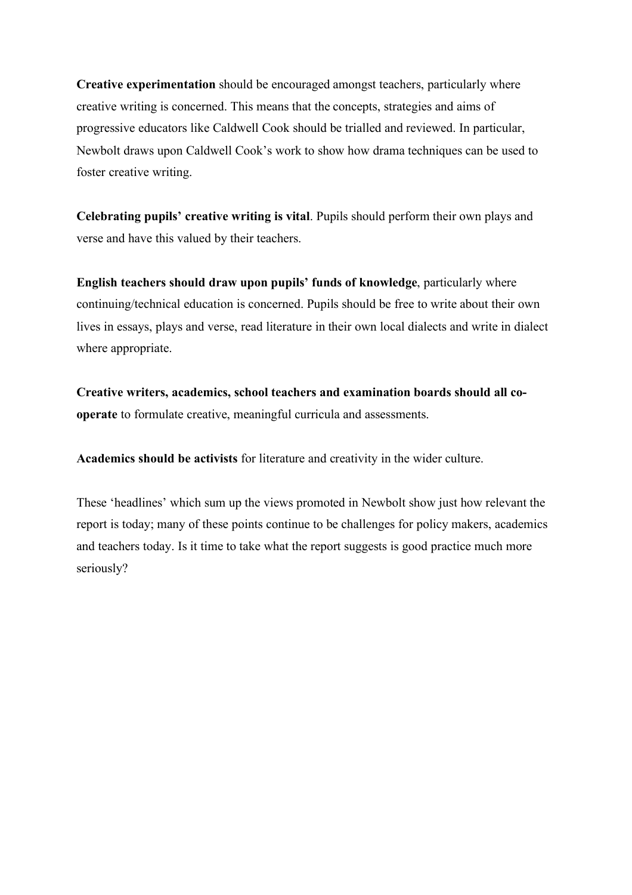**Creative experimentation** should be encouraged amongst teachers, particularly where creative writing is concerned. This means that the concepts, strategies and aims of progressive educators like Caldwell Cook should be trialled and reviewed. In particular, Newbolt draws upon Caldwell Cook's work to show how drama techniques can be used to foster creative writing.

**Celebrating pupils' creative writing is vital**. Pupils should perform their own plays and verse and have this valued by their teachers.

**English teachers should draw upon pupils' funds of knowledge**, particularly where continuing/technical education is concerned. Pupils should be free to write about their own lives in essays, plays and verse, read literature in their own local dialects and write in dialect where appropriate.

**Creative writers, academics, school teachers and examination boards should all co-operate** to formulate creative, meaningful curricula and assessments.

**Academics should be activists** for literature and creativity in the wider culture.

These 'headlines' which sum up the views promoted in Newbolt show just how relevant the report is today; many of these points continue to be challenges for policy makers, academics and teachers today. Is it time to take what the report suggests is good practice much more seriously?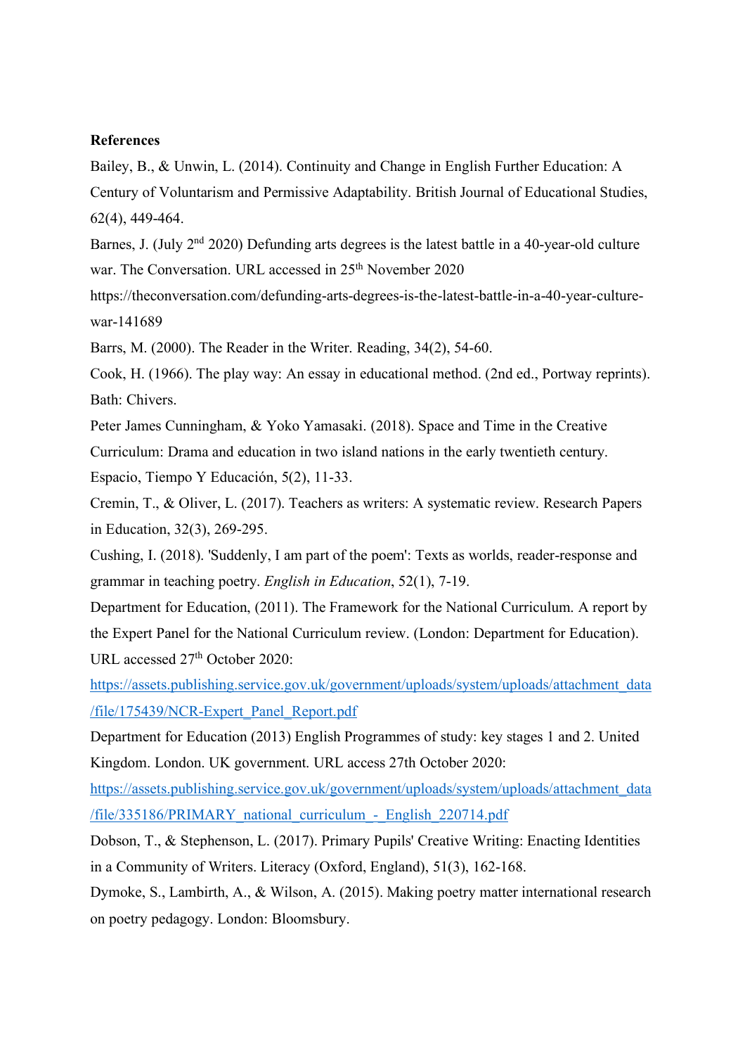**References**

Bailey, B., & Unwin, L. (2014). Continuity and Change in English Further Education: A Century of Voluntarism and Permissive Adaptability. British Journal of Educational Studies, 62(4), 449-464.

Barnes, J. (July 2nd 2020) Defunding arts degrees is the latest battle in a 40-year-old culture war. The Conversation. URL accessed in 25th November 2020 https://theconversation.com/defunding-arts-degrees-is-the-latest-battle-in-a-40-year-culture-war-141689

Barrs, M. (2000). The Reader in the Writer. Reading, 34(2), 54-60.

Cook, H. (1966). The play way: An essay in educational method. (2nd ed., Portway reprints). Bath: Chivers.

Peter James Cunningham, & Yoko Yamasaki. (2018). Space and Time in the Creative Curriculum: Drama and education in two island nations in the early twentieth century. Espacio, Tiempo Y Educación, 5(2), 11-33.

Cremin, T., & Oliver, L. (2017). Teachers as writers: A systematic review. Research Papers in Education, 32(3), 269-295.

Cushing, I. (2018). 'Suddenly, I am part of the poem': Texts as worlds, reader-response and grammar in teaching poetry. *English in Education*, 52(1), 7-19.

Department for Education, (2011). The Framework for the National Curriculum. A report by the Expert Panel for the National Curriculum review. (London: Department for Education). URL accessed 27th October 2020: https://assets.publishing.service.gov.uk/government/uploads/system/uploads/attachment_data/file/175439/NCR-Expert_Panel_Report.pdf

Department for Education (2013) English Programmes of study: key stages 1 and 2. United Kingdom. London. UK government. URL access 27th October 2020: https://assets.publishing.service.gov.uk/government/uploads/system/uploads/attachment_data/file/335186/PRIMARY_national_curriculum_-_English_220714.pdf

Dobson, T., & Stephenson, L. (2017). Primary Pupils' Creative Writing: Enacting Identities in a Community of Writers. Literacy (Oxford, England), 51(3), 162-168.

Dymoke, S., Lambirth, A., & Wilson, A. (2015). Making poetry matter international research on poetry pedagogy. London: Bloomsbury.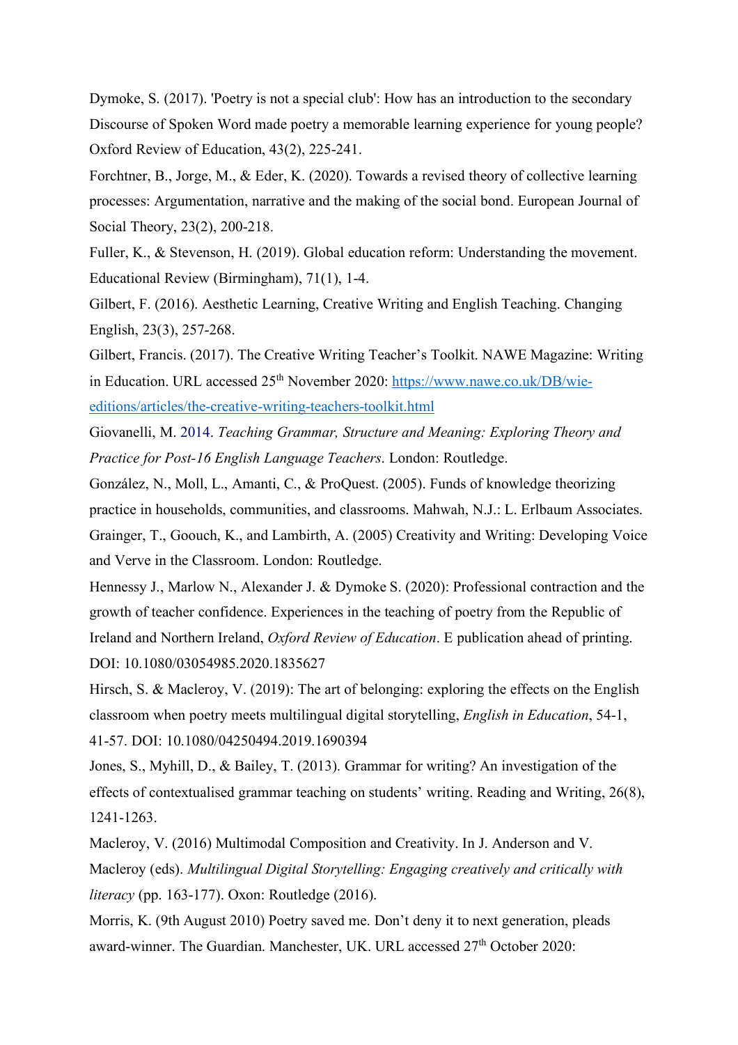Dymoke, S. (2017). 'Poetry is not a special club': How has an introduction to the secondary Discourse of Spoken Word made poetry a memorable learning experience for young people? Oxford Review of Education, 43(2), 225-241.

Forchtner, B., Jorge, M., & Eder, K. (2020). Towards a revised theory of collective learning processes: Argumentation, narrative and the making of the social bond. European Journal of Social Theory, 23(2), 200-218.

Fuller, K., & Stevenson, H. (2019). Global education reform: Understanding the movement. Educational Review (Birmingham), 71(1), 1-4.

Gilbert, F. (2016). Aesthetic Learning, Creative Writing and English Teaching. Changing English, 23(3), 257-268.

Gilbert, Francis. (2017). The Creative Writing Teacher's Toolkit. NAWE Magazine: Writing in Education. URL accessed 25th November 2020: https://www.nawe.co.uk/DB/wie-editions/articles/the-creative-writing-teachers-toolkit.html

Giovanelli, M. 2014. *Teaching Grammar, Structure and Meaning: Exploring Theory and Practice for Post-16 English Language Teachers*. London: Routledge.

González, N., Moll, L., Amanti, C., & ProQuest. (2005). Funds of knowledge theorizing practice in households, communities, and classrooms. Mahwah, N.J.: L. Erlbaum Associates.

Grainger, T., Goouch, K., and Lambirth, A. (2005) Creativity and Writing: Developing Voice and Verve in the Classroom. London: Routledge.

Hennessy J., Marlow N., Alexander J. & Dymoke S. (2020): Professional contraction and the growth of teacher confidence. Experiences in the teaching of poetry from the Republic of Ireland and Northern Ireland, *Oxford Review of Education*. E publication ahead of printing. DOI: 10.1080/03054985.2020.1835627

Hirsch, S. & Macleroy, V. (2019): The art of belonging: exploring the effects on the English classroom when poetry meets multilingual digital storytelling, *English in Education*, 54-1, 41-57. DOI: 10.1080/04250494.2019.1690394

Jones, S., Myhill, D., & Bailey, T. (2013). Grammar for writing? An investigation of the effects of contextualised grammar teaching on students' writing. Reading and Writing, 26(8), 1241-1263.

Macleroy, V. (2016) Multimodal Composition and Creativity. In J. Anderson and V. Macleroy (eds). *Multilingual Digital Storytelling: Engaging creatively and critically with literacy* (pp. 163-177). Oxon: Routledge (2016).

Morris, K. (9th August 2010) Poetry saved me. Don't deny it to next generation, pleads award-winner. The Guardian. Manchester, UK. URL accessed 27th October 2020: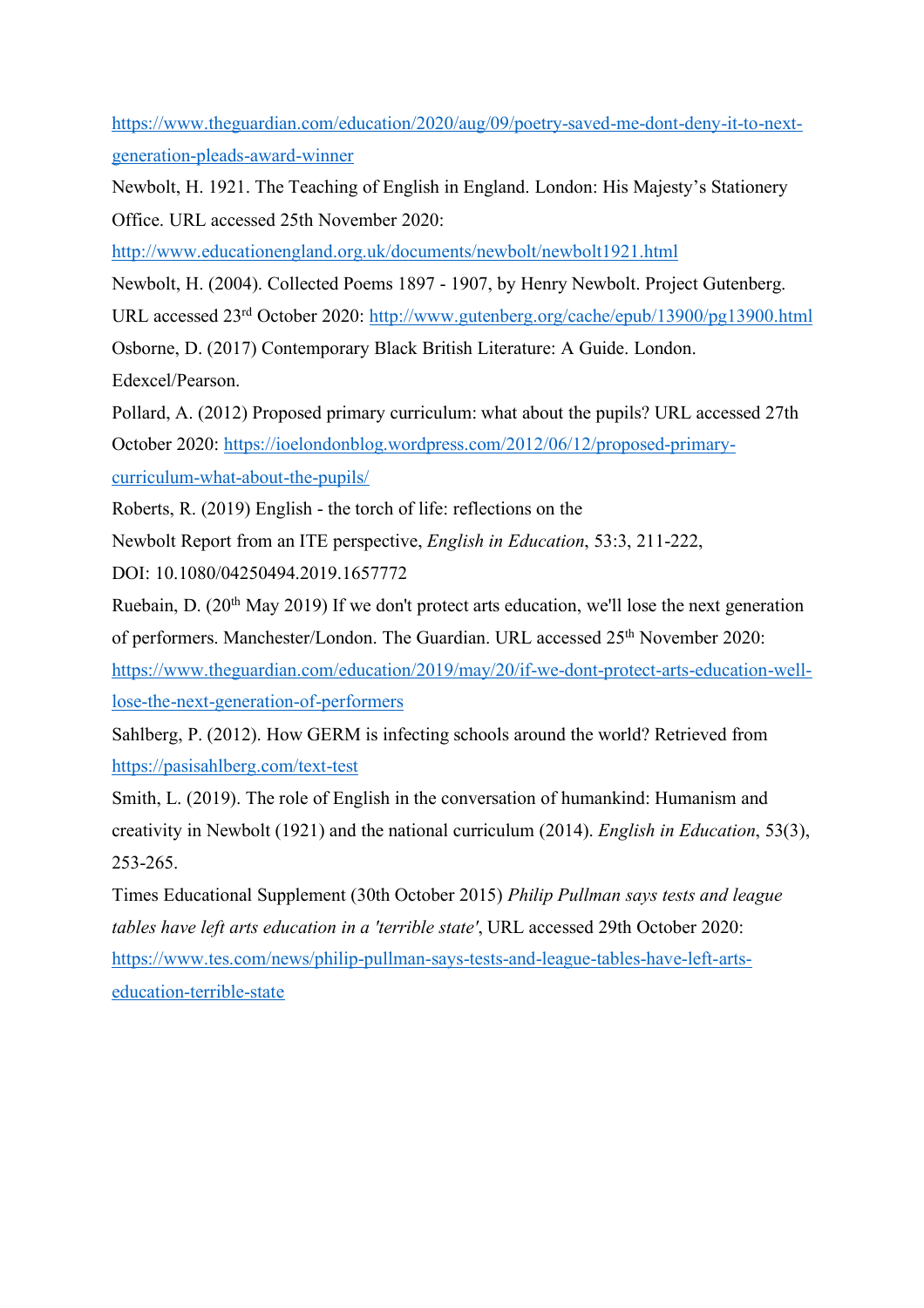https://www.theguardian.com/education/2020/aug/09/poetry-saved-me-dont-deny-it-to-next-generation-pleads-award-winner

Newbolt, H. 1921. The Teaching of English in England. London: His Majesty's Stationery Office. URL accessed 25th November 2020: http://www.educationengland.org.uk/documents/newbolt/newbolt1921.html

Newbolt, H. (2004). Collected Poems 1897 - 1907, by Henry Newbolt. Project Gutenberg. URL accessed 23rd October 2020: http://www.gutenberg.org/cache/epub/13900/pg13900.html

Osborne, D. (2017) Contemporary Black British Literature: A Guide. London. Edexcel/Pearson.

Pollard, A. (2012) Proposed primary curriculum: what about the pupils? URL accessed 27th October 2020: https://ioelondonblog.wordpress.com/2012/06/12/proposed-primary-curriculum-what-about-the-pupils/

Roberts, R. (2019) English - the torch of life: reflections on the Newbolt Report from an ITE perspective, *English in Education*, 53:3, 211-222, DOI: 10.1080/04250494.2019.1657772

Ruebain, D. (20th May 2019) If we don't protect arts education, we'll lose the next generation of performers. Manchester/London. The Guardian. URL accessed 25th November 2020: https://www.theguardian.com/education/2019/may/20/if-we-dont-protect-arts-education-well-lose-the-next-generation-of-performers

Sahlberg, P. (2012). How GERM is infecting schools around the world? Retrieved from https://pasisahlberg.com/text-test

Smith, L. (2019). The role of English in the conversation of humankind: Humanism and creativity in Newbolt (1921) and the national curriculum (2014). *English in Education*, 53(3), 253-265.

Times Educational Supplement (30th October 2015) *Philip Pullman says tests and league tables have left arts education in a 'terrible state'*, URL accessed 29th October 2020: https://www.tes.com/news/philip-pullman-says-tests-and-league-tables-have-left-arts-education-terrible-state